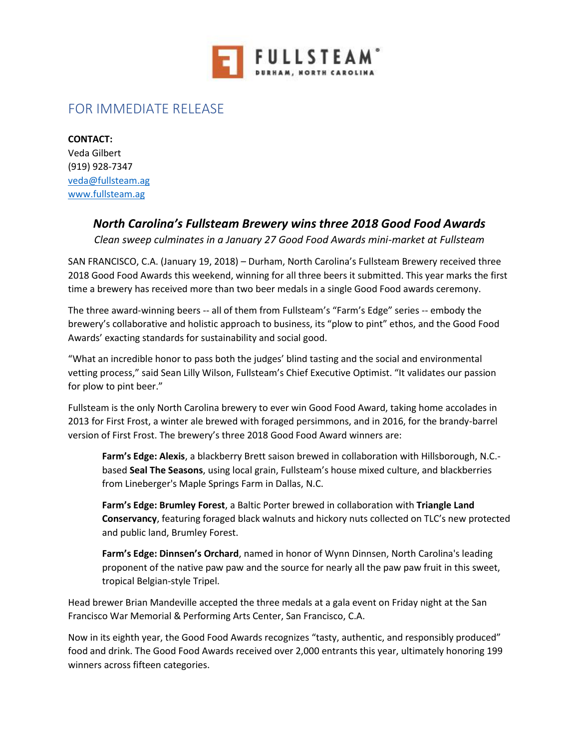FULLSTEAM®
DURHAM, NORTH CAROLINA

## FOR IMMEDIATE RELEASE

**CONTACT:**
Veda Gilbert
(919) 928-7347
veda@fullsteam.ag
www.fullsteam.ag

### *North Carolina's Fullsteam Brewery wins three 2018 Good Food Awards*

*Clean sweep culminates in a January 27 Good Food Awards mini-market at Fullsteam*

SAN FRANCISCO, C.A. (January 19, 2018) – Durham, North Carolina's Fullsteam Brewery received three 2018 Good Food Awards this weekend, winning for all three beers it submitted. This year marks the first time a brewery has received more than two beer medals in a single Good Food awards ceremony.

The three award-winning beers -- all of them from Fullsteam's "Farm's Edge" series -- embody the brewery's collaborative and holistic approach to business, its "plow to pint" ethos, and the Good Food Awards' exacting standards for sustainability and social good.

"What an incredible honor to pass both the judges' blind tasting and the social and environmental vetting process," said Sean Lilly Wilson, Fullsteam's Chief Executive Optimist. "It validates our passion for plow to pint beer."

Fullsteam is the only North Carolina brewery to ever win Good Food Award, taking home accolades in 2013 for First Frost, a winter ale brewed with foraged persimmons, and in 2016, for the brandy-barrel version of First Frost. The brewery's three 2018 Good Food Award winners are:

> **Farm's Edge: Alexis**, a blackberry Brett saison brewed in collaboration with Hillsborough, N.C.-based **Seal The Seasons**, using local grain, Fullsteam's house mixed culture, and blackberries from Lineberger's Maple Springs Farm in Dallas, N.C.
>
> **Farm's Edge: Brumley Forest**, a Baltic Porter brewed in collaboration with **Triangle Land Conservancy**, featuring foraged black walnuts and hickory nuts collected on TLC's new protected and public land, Brumley Forest.
>
> **Farm's Edge: Dinnsen's Orchard**, named in honor of Wynn Dinnsen, North Carolina's leading proponent of the native paw paw and the source for nearly all the paw paw fruit in this sweet, tropical Belgian-style Tripel.

Head brewer Brian Mandeville accepted the three medals at a gala event on Friday night at the San Francisco War Memorial & Performing Arts Center, San Francisco, C.A.

Now in its eighth year, the Good Food Awards recognizes "tasty, authentic, and responsibly produced" food and drink. The Good Food Awards received over 2,000 entrants this year, ultimately honoring 199 winners across fifteen categories.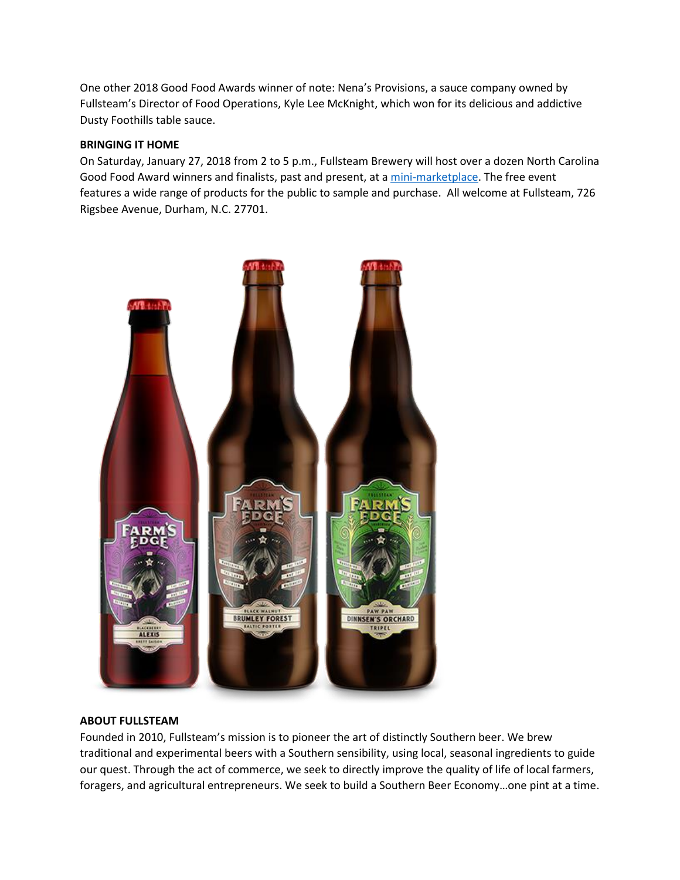One other 2018 Good Food Awards winner of note: Nena's Provisions, a sauce company owned by Fullsteam's Director of Food Operations, Kyle Lee McKnight, which won for its delicious and addictive Dusty Foothills table sauce.

**BRINGING IT HOME**

On Saturday, January 27, 2018 from 2 to 5 p.m., Fullsteam Brewery will host over a dozen North Carolina Good Food Award winners and finalists, past and present, at a mini-marketplace. The free event features a wide range of products for the public to sample and purchase. All welcome at Fullsteam, 726 Rigsbee Avenue, Durham, N.C. 27701.

**ABOUT FULLSTEAM**

Founded in 2010, Fullsteam's mission is to pioneer the art of distinctly Southern beer. We brew traditional and experimental beers with a Southern sensibility, using local, seasonal ingredients to guide our quest. Through the act of commerce, we seek to directly improve the quality of life of local farmers, foragers, and agricultural entrepreneurs. We seek to build a Southern Beer Economy…one pint at a time.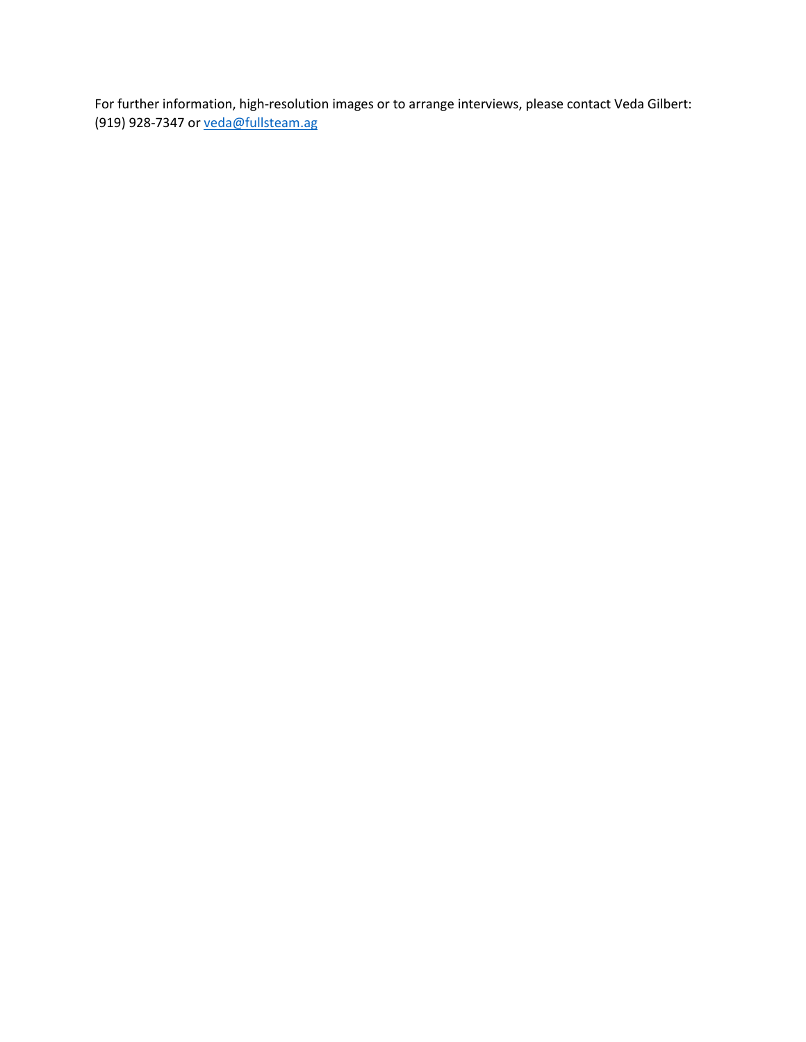For further information, high-resolution images or to arrange interviews, please contact Veda Gilbert: (919) 928-7347 or veda@fullsteam.ag